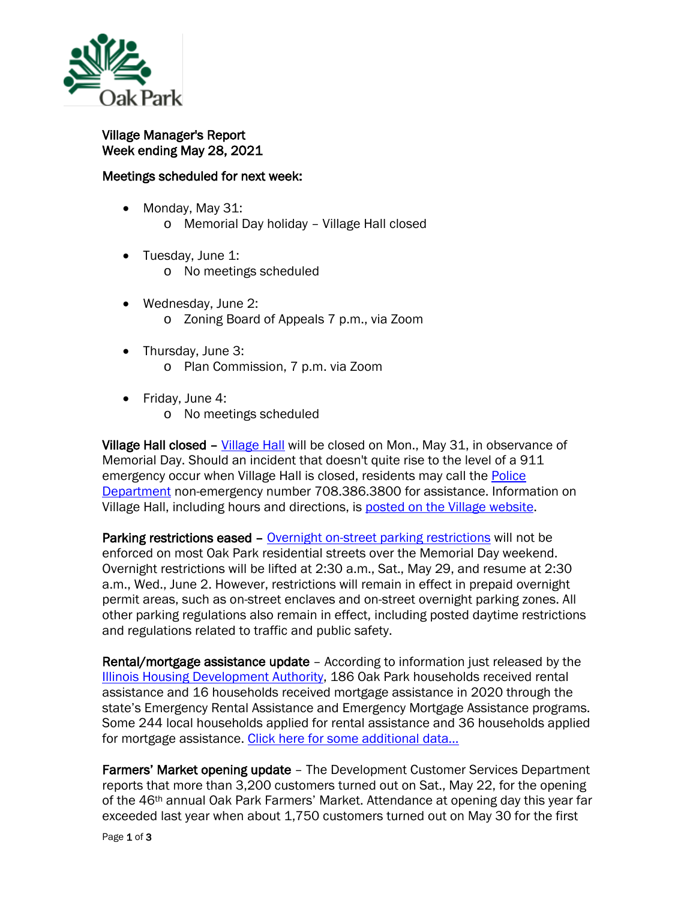Village Manager's Report
Week ending May 28, 2021

Meetings scheduled for next week:

- Monday, May 31:
  - Memorial Day holiday – Village Hall closed
- Tuesday, June 1:
  - No meetings scheduled
- Wednesday, June 2:
  - Zoning Board of Appeals 7 p.m., via Zoom
- Thursday, June 3:
  - Plan Commission, 7 p.m. via Zoom
- Friday, June 4:
  - No meetings scheduled

**Village Hall closed** – Village Hall will be closed on Mon., May 31, in observance of Memorial Day. Should an incident that doesn't quite rise to the level of a 911 emergency occur when Village Hall is closed, residents may call the Police Department non-emergency number 708.386.3800 for assistance. Information on Village Hall, including hours and directions, is posted on the Village website.

**Parking restrictions eased** – Overnight on-street parking restrictions will not be enforced on most Oak Park residential streets over the Memorial Day weekend. Overnight restrictions will be lifted at 2:30 a.m., Sat., May 29, and resume at 2:30 a.m., Wed., June 2. However, restrictions will remain in effect in prepaid overnight permit areas, such as on-street enclaves and on-street overnight parking zones. All other parking regulations also remain in effect, including posted daytime restrictions and regulations related to traffic and public safety.

**Rental/mortgage assistance update** – According to information just released by the Illinois Housing Development Authority, 186 Oak Park households received rental assistance and 16 households received mortgage assistance in 2020 through the state's Emergency Rental Assistance and Emergency Mortgage Assistance programs. Some 244 local households applied for rental assistance and 36 households applied for mortgage assistance. Click here for some additional data…

**Farmers' Market opening update** – The Development Customer Services Department reports that more than 3,200 customers turned out on Sat., May 22, for the opening of the 46th annual Oak Park Farmers' Market. Attendance at opening day this year far exceeded last year when about 1,750 customers turned out on May 30 for the first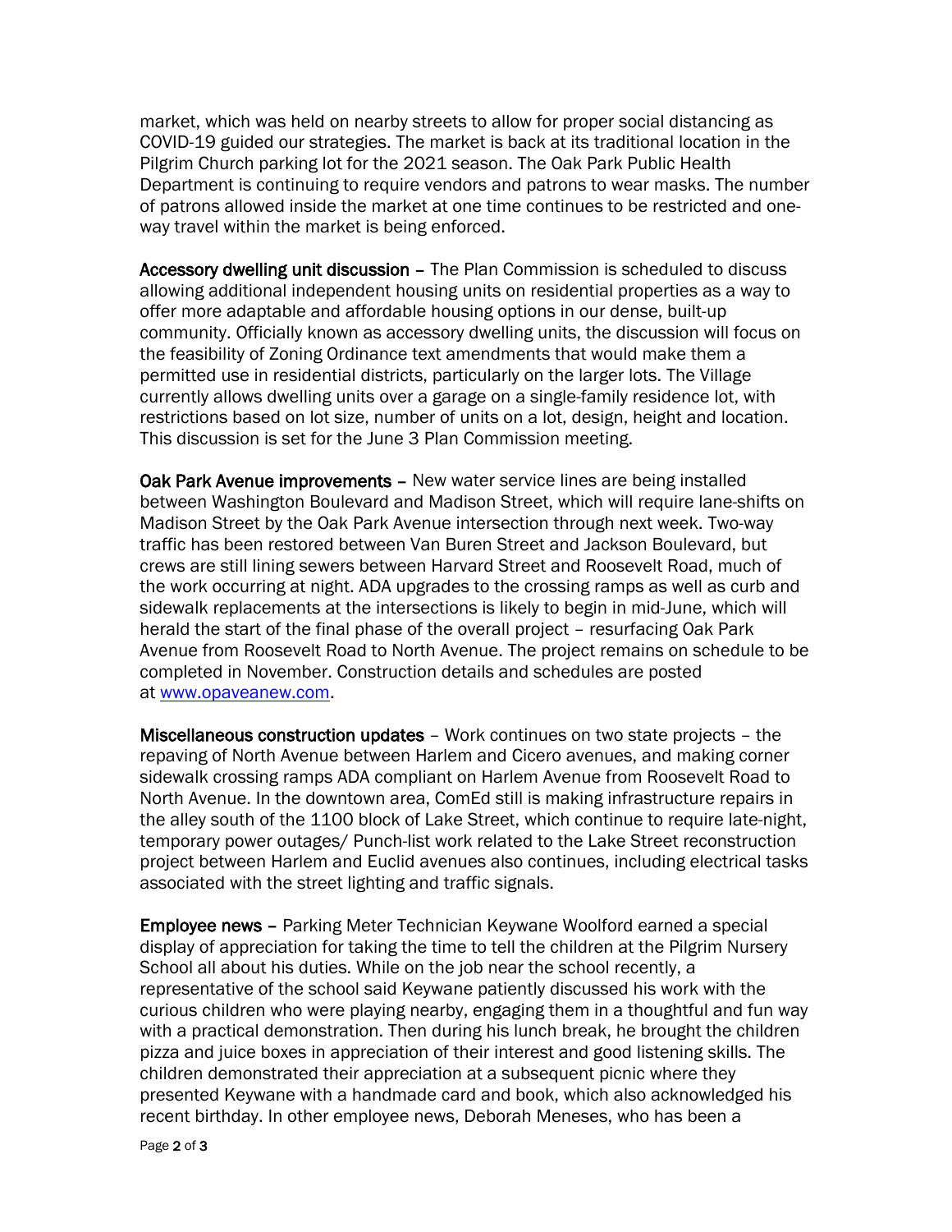market, which was held on nearby streets to allow for proper social distancing as COVID-19 guided our strategies. The market is back at its traditional location in the Pilgrim Church parking lot for the 2021 season. The Oak Park Public Health Department is continuing to require vendors and patrons to wear masks. The number of patrons allowed inside the market at one time continues to be restricted and one-way travel within the market is being enforced.

**Accessory dwelling unit discussion** – The Plan Commission is scheduled to discuss allowing additional independent housing units on residential properties as a way to offer more adaptable and affordable housing options in our dense, built-up community. Officially known as accessory dwelling units, the discussion will focus on the feasibility of Zoning Ordinance text amendments that would make them a permitted use in residential districts, particularly on the larger lots. The Village currently allows dwelling units over a garage on a single-family residence lot, with restrictions based on lot size, number of units on a lot, design, height and location. This discussion is set for the June 3 Plan Commission meeting.

**Oak Park Avenue improvements** – New water service lines are being installed between Washington Boulevard and Madison Street, which will require lane-shifts on Madison Street by the Oak Park Avenue intersection through next week. Two-way traffic has been restored between Van Buren Street and Jackson Boulevard, but crews are still lining sewers between Harvard Street and Roosevelt Road, much of the work occurring at night. ADA upgrades to the crossing ramps as well as curb and sidewalk replacements at the intersections is likely to begin in mid-June, which will herald the start of the final phase of the overall project – resurfacing Oak Park Avenue from Roosevelt Road to North Avenue. The project remains on schedule to be completed in November. Construction details and schedules are posted at [www.opaveanew.com](http://www.opaveanew.com).

**Miscellaneous construction updates** – Work continues on two state projects – the repaving of North Avenue between Harlem and Cicero avenues, and making corner sidewalk crossing ramps ADA compliant on Harlem Avenue from Roosevelt Road to North Avenue. In the downtown area, ComEd still is making infrastructure repairs in the alley south of the 1100 block of Lake Street, which continue to require late-night, temporary power outages/ Punch-list work related to the Lake Street reconstruction project between Harlem and Euclid avenues also continues, including electrical tasks associated with the street lighting and traffic signals.

**Employee news** – Parking Meter Technician Keywane Woolford earned a special display of appreciation for taking the time to tell the children at the Pilgrim Nursery School all about his duties. While on the job near the school recently, a representative of the school said Keywane patiently discussed his work with the curious children who were playing nearby, engaging them in a thoughtful and fun way with a practical demonstration. Then during his lunch break, he brought the children pizza and juice boxes in appreciation of their interest and good listening skills. The children demonstrated their appreciation at a subsequent picnic where they presented Keywane with a handmade card and book, which also acknowledged his recent birthday. In other employee news, Deborah Meneses, who has been a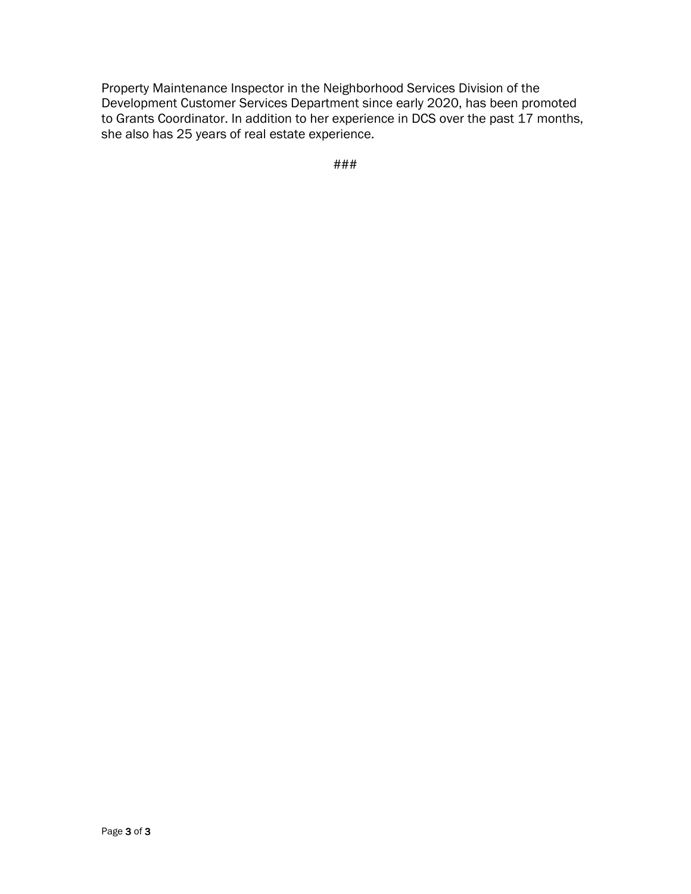Property Maintenance Inspector in the Neighborhood Services Division of the Development Customer Services Department since early 2020, has been promoted to Grants Coordinator. In addition to her experience in DCS over the past 17 months, she also has 25 years of real estate experience.

###